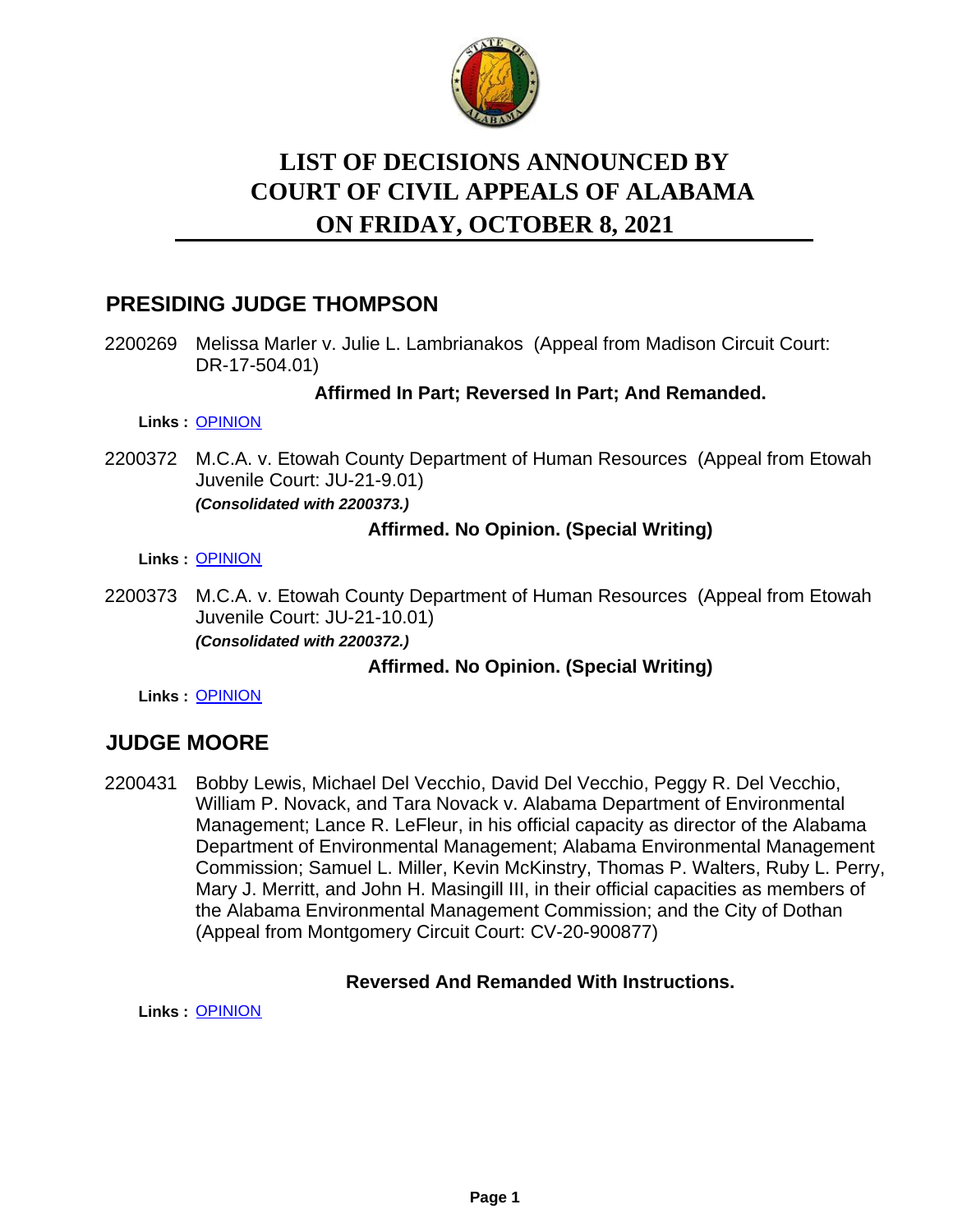# LIST OF DECISIONS ANNOUNCED BY COURT OF CIVIL APPEALS OF ALABAMA ON FRIDAY, OCTOBER 8, 2021

## PRESIDING JUDGE THOMPSON

2200269 Melissa Marler v. Julie L. Lambrianakos (Appeal from Madison Circuit Court: DR-17-504.01)

**Affirmed In Part; Reversed In Part; And Remanded.**

**Links :** OPINION

2200372 M.C.A. v. Etowah County Department of Human Resources (Appeal from Etowah Juvenile Court: JU-21-9.01)
***(Consolidated with 2200373.)***

**Affirmed. No Opinion. (Special Writing)**

**Links :** OPINION

2200373 M.C.A. v. Etowah County Department of Human Resources (Appeal from Etowah Juvenile Court: JU-21-10.01)
***(Consolidated with 2200372.)***

**Affirmed. No Opinion. (Special Writing)**

**Links :** OPINION

## JUDGE MOORE

2200431 Bobby Lewis, Michael Del Vecchio, David Del Vecchio, Peggy R. Del Vecchio, William P. Novack, and Tara Novack v. Alabama Department of Environmental Management; Lance R. LeFleur, in his official capacity as director of the Alabama Department of Environmental Management; Alabama Environmental Management Commission; Samuel L. Miller, Kevin McKinstry, Thomas P. Walters, Ruby L. Perry, Mary J. Merritt, and John H. Masingill III, in their official capacities as members of the Alabama Environmental Management Commission; and the City of Dothan (Appeal from Montgomery Circuit Court: CV-20-900877)

**Reversed And Remanded With Instructions.**

**Links :** OPINION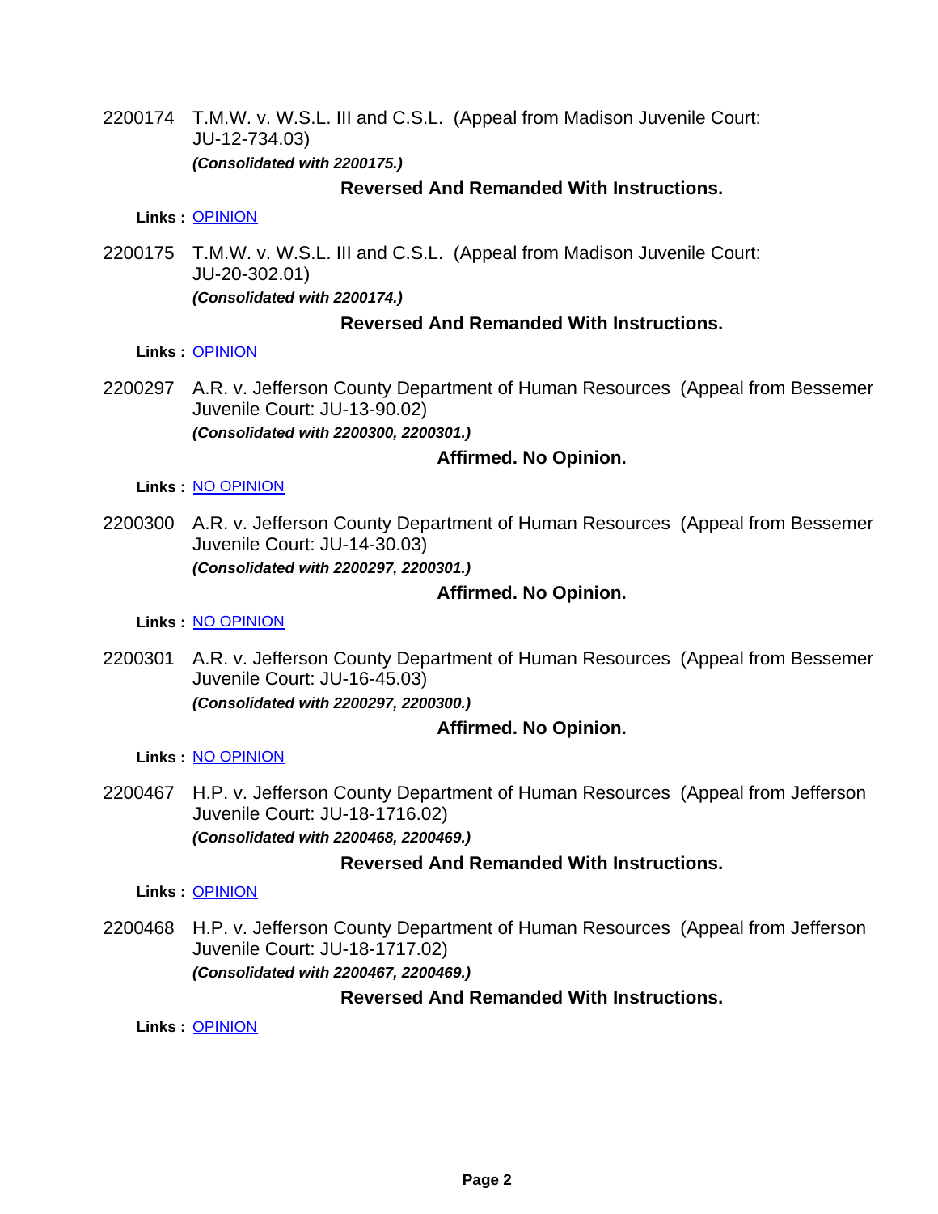2200174 T.M.W. v. W.S.L. III and C.S.L. (Appeal from Madison Juvenile Court: JU-12-734.03)

***(Consolidated with 2200175.)***

**Reversed And Remanded With Instructions.**

**Links :** OPINION

2200175 T.M.W. v. W.S.L. III and C.S.L. (Appeal from Madison Juvenile Court: JU-20-302.01)

***(Consolidated with 2200174.)***

**Reversed And Remanded With Instructions.**

**Links :** OPINION

2200297 A.R. v. Jefferson County Department of Human Resources (Appeal from Bessemer Juvenile Court: JU-13-90.02)

***(Consolidated with 2200300, 2200301.)***

**Affirmed. No Opinion.**

**Links :** NO OPINION

2200300 A.R. v. Jefferson County Department of Human Resources (Appeal from Bessemer Juvenile Court: JU-14-30.03)

***(Consolidated with 2200297, 2200301.)***

**Affirmed. No Opinion.**

**Links :** NO OPINION

2200301 A.R. v. Jefferson County Department of Human Resources (Appeal from Bessemer Juvenile Court: JU-16-45.03)

***(Consolidated with 2200297, 2200300.)***

**Affirmed. No Opinion.**

**Links :** NO OPINION

2200467 H.P. v. Jefferson County Department of Human Resources (Appeal from Jefferson Juvenile Court: JU-18-1716.02)

***(Consolidated with 2200468, 2200469.)***

**Reversed And Remanded With Instructions.**

**Links :** OPINION

2200468 H.P. v. Jefferson County Department of Human Resources (Appeal from Jefferson Juvenile Court: JU-18-1717.02)

***(Consolidated with 2200467, 2200469.)***

**Reversed And Remanded With Instructions.**

**Links :** OPINION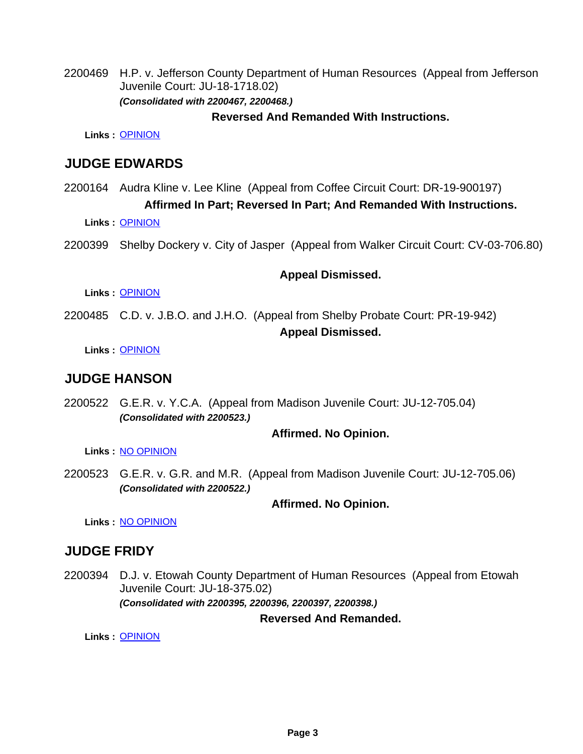2200469 H.P. v. Jefferson County Department of Human Resources (Appeal from Jefferson Juvenile Court: JU-18-1718.02)
***(Consolidated with 2200467, 2200468.)***

**Reversed And Remanded With Instructions.**

**Links :** OPINION

## JUDGE EDWARDS

2200164 Audra Kline v. Lee Kline (Appeal from Coffee Circuit Court: DR-19-900197)

**Affirmed In Part; Reversed In Part; And Remanded With Instructions.**

**Links :** OPINION

2200399 Shelby Dockery v. City of Jasper (Appeal from Walker Circuit Court: CV-03-706.80)

**Appeal Dismissed.**

**Links :** OPINION

2200485 C.D. v. J.B.O. and J.H.O. (Appeal from Shelby Probate Court: PR-19-942)

**Appeal Dismissed.**

**Links :** OPINION

## JUDGE HANSON

2200522 G.E.R. v. Y.C.A. (Appeal from Madison Juvenile Court: JU-12-705.04)
***(Consolidated with 2200523.)***

**Affirmed. No Opinion.**

**Links :** NO OPINION

2200523 G.E.R. v. G.R. and M.R. (Appeal from Madison Juvenile Court: JU-12-705.06)
***(Consolidated with 2200522.)***

**Affirmed. No Opinion.**

**Links :** NO OPINION

## JUDGE FRIDY

2200394 D.J. v. Etowah County Department of Human Resources (Appeal from Etowah Juvenile Court: JU-18-375.02)
***(Consolidated with 2200395, 2200396, 2200397, 2200398.)***

**Reversed And Remanded.**

**Links :** OPINION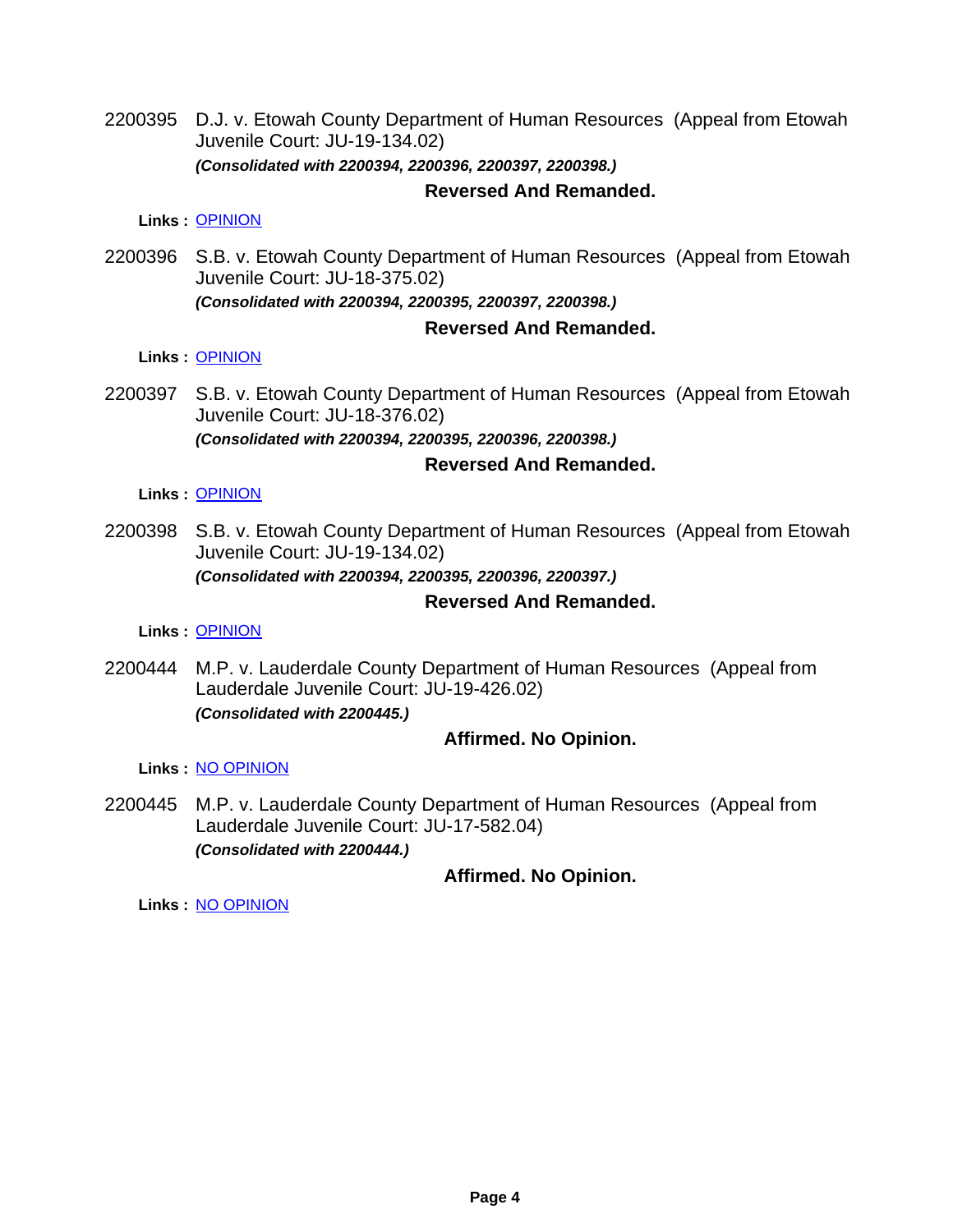2200395 D.J. v. Etowah County Department of Human Resources (Appeal from Etowah Juvenile Court: JU-19-134.02)
***(Consolidated with 2200394, 2200396, 2200397, 2200398.)***

**Reversed And Remanded.**

**Links :** OPINION

2200396 S.B. v. Etowah County Department of Human Resources (Appeal from Etowah Juvenile Court: JU-18-375.02)
***(Consolidated with 2200394, 2200395, 2200397, 2200398.)***

**Reversed And Remanded.**

**Links :** OPINION

2200397 S.B. v. Etowah County Department of Human Resources (Appeal from Etowah Juvenile Court: JU-18-376.02)
***(Consolidated with 2200394, 2200395, 2200396, 2200398.)***

**Reversed And Remanded.**

**Links :** OPINION

2200398 S.B. v. Etowah County Department of Human Resources (Appeal from Etowah Juvenile Court: JU-19-134.02)
***(Consolidated with 2200394, 2200395, 2200396, 2200397.)***

**Reversed And Remanded.**

**Links :** OPINION

2200444 M.P. v. Lauderdale County Department of Human Resources (Appeal from Lauderdale Juvenile Court: JU-19-426.02)
***(Consolidated with 2200445.)***

**Affirmed. No Opinion.**

**Links :** NO OPINION

2200445 M.P. v. Lauderdale County Department of Human Resources (Appeal from Lauderdale Juvenile Court: JU-17-582.04)
***(Consolidated with 2200444.)***

**Affirmed. No Opinion.**

**Links :** NO OPINION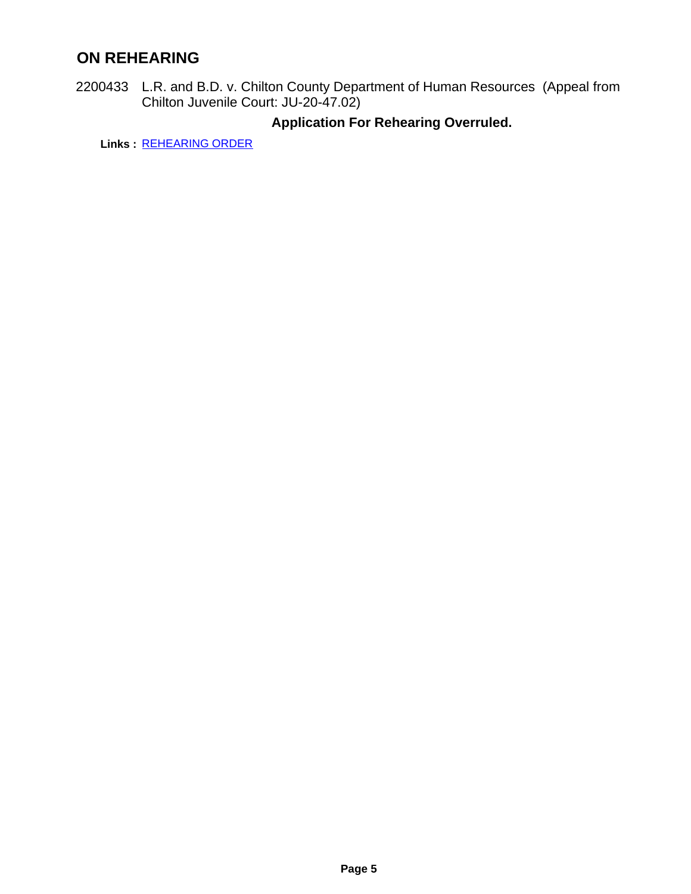## ON REHEARING

2200433 L.R. and B.D. v. Chilton County Department of Human Resources (Appeal from Chilton Juvenile Court: JU-20-47.02)

**Application For Rehearing Overruled.**

**Links :** REHEARING ORDER